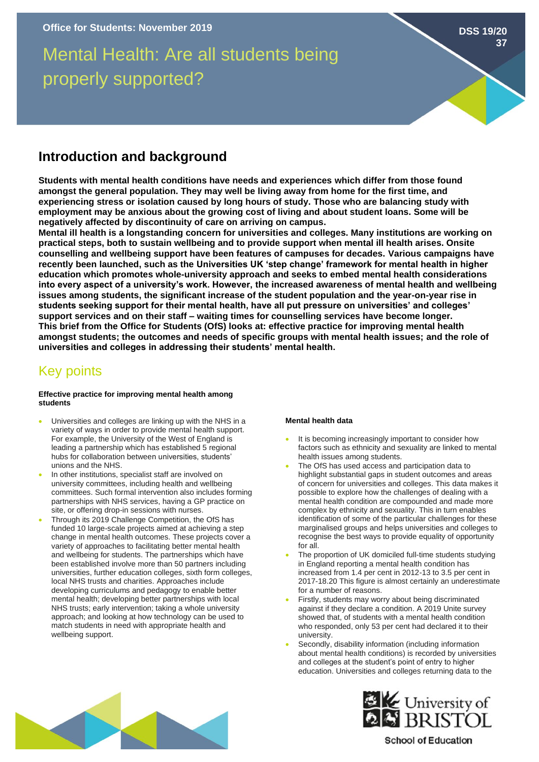Office for Students: November 2019

DSS 19/20 37

# Mental Health: Are all students being properly supported?

## Introduction and background

**Students with mental health conditions have needs and experiences which differ from those found amongst the general population. They may well be living away from home for the first time, and experiencing stress or isolation caused by long hours of study. Those who are balancing study with employment may be anxious about the growing cost of living and about student loans. Some will be negatively affected by discontinuity of care on arriving on campus.**

**Mental ill health is a longstanding concern for universities and colleges. Many institutions are working on practical steps, both to sustain wellbeing and to provide support when mental ill health arises. Onsite counselling and wellbeing support have been features of campuses for decades. Various campaigns have recently been launched, such as the Universities UK 'step change' framework for mental health in higher education which promotes whole-university approach and seeks to embed mental health considerations into every aspect of a university's work. However, the increased awareness of mental health and wellbeing issues among students, the significant increase of the student population and the year-on-year rise in students seeking support for their mental health, have all put pressure on universities' and colleges' support services and on their staff – waiting times for counselling services have become longer.**

**This brief from the Office for Students (OfS) looks at: effective practice for improving mental health amongst students; the outcomes and needs of specific groups with mental health issues; and the role of universities and colleges in addressing their students' mental health.**

## Key points

#### Effective practice for improving mental health among students

- Universities and colleges are linking up with the NHS in a variety of ways in order to provide mental health support. For example, the University of the West of England is leading a partnership which has established 5 regional hubs for collaboration between universities, students' unions and the NHS.
- In other institutions, specialist staff are involved on university committees, including health and wellbeing committees. Such formal intervention also includes forming partnerships with NHS services, having a GP practice on site, or offering drop-in sessions with nurses.
- Through its 2019 Challenge Competition, the OfS has funded 10 large-scale projects aimed at achieving a step change in mental health outcomes. These projects cover a variety of approaches to facilitating better mental health and wellbeing for students. The partnerships which have been established involve more than 50 partners including universities, further education colleges, sixth form colleges, local NHS trusts and charities. Approaches include developing curriculums and pedagogy to enable better mental health; developing better partnerships with local NHS trusts; early intervention; taking a whole university approach; and looking at how technology can be used to match students in need with appropriate health and wellbeing support.

#### Mental health data

- It is becoming increasingly important to consider how factors such as ethnicity and sexuality are linked to mental health issues among students.
- The OfS has used access and participation data to highlight substantial gaps in student outcomes and areas of concern for universities and colleges. This data makes it possible to explore how the challenges of dealing with a mental health condition are compounded and made more complex by ethnicity and sexuality. This in turn enables identification of some of the particular challenges for these marginalised groups and helps universities and colleges to recognise the best ways to provide equality of opportunity for all.
- The proportion of UK domiciled full-time students studying in England reporting a mental health condition has increased from 1.4 per cent in 2012-13 to 3.5 per cent in 2017-18.20 This figure is almost certainly an underestimate for a number of reasons.
- Firstly, students may worry about being discriminated against if they declare a condition. A 2019 Unite survey showed that, of students with a mental health condition who responded, only 53 per cent had declared it to their university.
- Secondly, disability information (including information about mental health conditions) is recorded by universities and colleges at the student's point of entry to higher education. Universities and colleges returning data to the

University of BRISTOL School of Education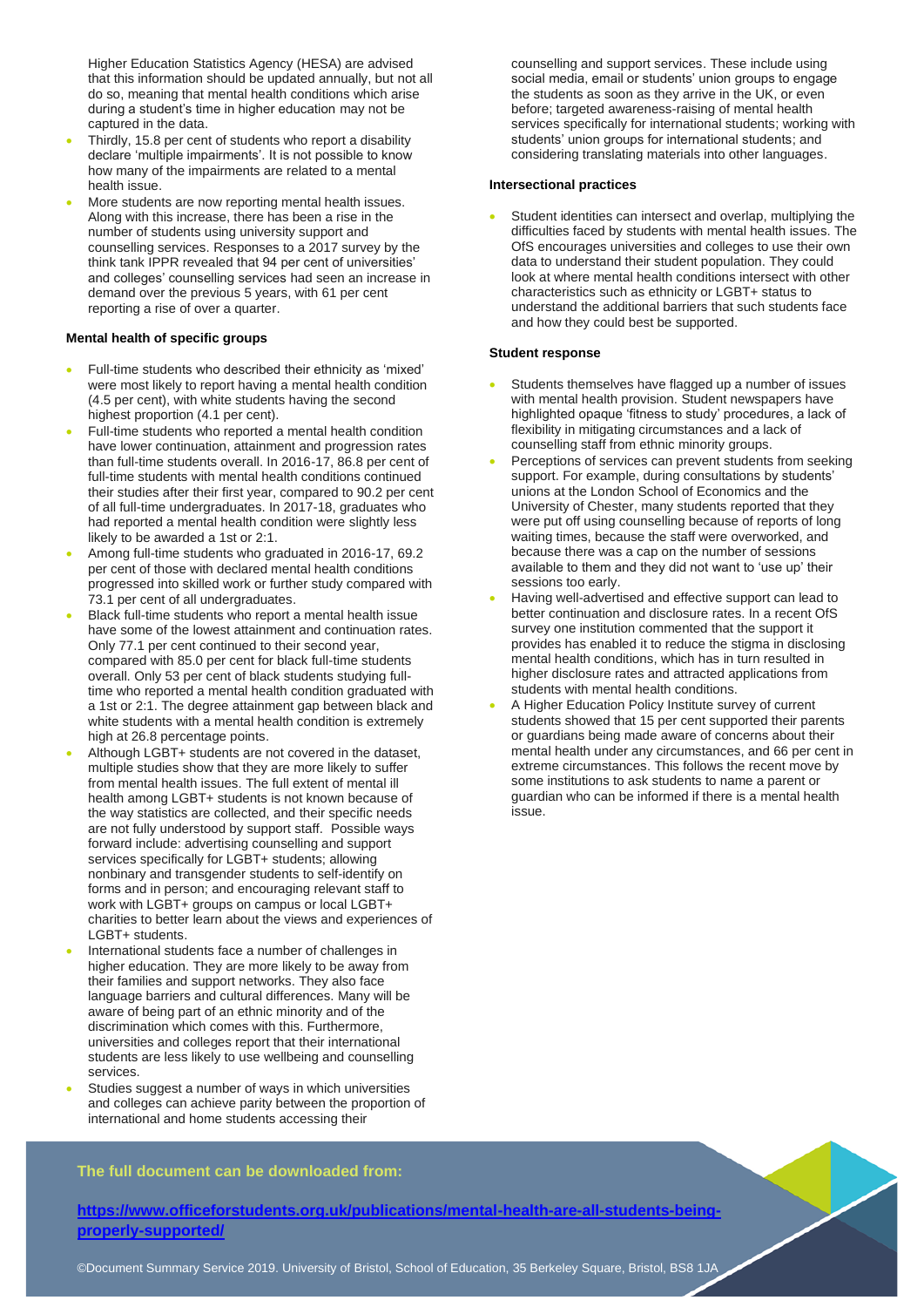Higher Education Statistics Agency (HESA) are advised that this information should be updated annually, but not all do so, meaning that mental health conditions which arise during a student's time in higher education may not be captured in the data.

- Thirdly, 15.8 per cent of students who report a disability declare 'multiple impairments'. It is not possible to know how many of the impairments are related to a mental health issue.
- More students are now reporting mental health issues. Along with this increase, there has been a rise in the number of students using university support and counselling services. Responses to a 2017 survey by the think tank IPPR revealed that 94 per cent of universities' and colleges' counselling services had seen an increase in demand over the previous 5 years, with 61 per cent reporting a rise of over a quarter.

**Mental health of specific groups**

- Full-time students who described their ethnicity as 'mixed' were most likely to report having a mental health condition (4.5 per cent), with white students having the second highest proportion (4.1 per cent).
- Full-time students who reported a mental health condition have lower continuation, attainment and progression rates than full-time students overall. In 2016-17, 86.8 per cent of full-time students with mental health conditions continued their studies after their first year, compared to 90.2 per cent of all full-time undergraduates. In 2017-18, graduates who had reported a mental health condition were slightly less likely to be awarded a 1st or 2:1.
- Among full-time students who graduated in 2016-17, 69.2 per cent of those with declared mental health conditions progressed into skilled work or further study compared with 73.1 per cent of all undergraduates.
- Black full-time students who report a mental health issue have some of the lowest attainment and continuation rates. Only 77.1 per cent continued to their second year, compared with 85.0 per cent for black full-time students overall. Only 53 per cent of black students studying full-time who reported a mental health condition graduated with a 1st or 2:1. The degree attainment gap between black and white students with a mental health condition is extremely high at 26.8 percentage points.
- Although LGBT+ students are not covered in the dataset, multiple studies show that they are more likely to suffer from mental health issues. The full extent of mental ill health among LGBT+ students is not known because of the way statistics are collected, and their specific needs are not fully understood by support staff. Possible ways forward include: advertising counselling and support services specifically for LGBT+ students; allowing nonbinary and transgender students to self-identify on forms and in person; and encouraging relevant staff to work with LGBT+ groups on campus or local LGBT+ charities to better learn about the views and experiences of LGBT+ students.
- International students face a number of challenges in higher education. They are more likely to be away from their families and support networks. They also face language barriers and cultural differences. Many will be aware of being part of an ethnic minority and of the discrimination which comes with this. Furthermore, universities and colleges report that their international students are less likely to use wellbeing and counselling services.
- Studies suggest a number of ways in which universities and colleges can achieve parity between the proportion of international and home students accessing their counselling and support services. These include using social media, email or students' union groups to engage the students as soon as they arrive in the UK, or even before; targeted awareness-raising of mental health services specifically for international students; working with students' union groups for international students; and considering translating materials into other languages.

**Intersectional practices**

- Student identities can intersect and overlap, multiplying the difficulties faced by students with mental health issues. The OfS encourages universities and colleges to use their own data to understand their student population. They could look at where mental health conditions intersect with other characteristics such as ethnicity or LGBT+ status to understand the additional barriers that such students face and how they could best be supported.

**Student response**

- Students themselves have flagged up a number of issues with mental health provision. Student newspapers have highlighted opaque 'fitness to study' procedures, a lack of flexibility in mitigating circumstances and a lack of counselling staff from ethnic minority groups.
- Perceptions of services can prevent students from seeking support. For example, during consultations by students' unions at the London School of Economics and the University of Chester, many students reported that they were put off using counselling because of reports of long waiting times, because the staff were overworked, and because there was a cap on the number of sessions available to them and they did not want to 'use up' their sessions too early.
- Having well-advertised and effective support can lead to better continuation and disclosure rates. In a recent OfS survey one institution commented that the support it provides has enabled it to reduce the stigma in disclosing mental health conditions, which has in turn resulted in higher disclosure rates and attracted applications from students with mental health conditions.
- A Higher Education Policy Institute survey of current students showed that 15 per cent supported their parents or guardians being made aware of concerns about their mental health under any circumstances, and 66 per cent in extreme circumstances. This follows the recent move by some institutions to ask students to name a parent or guardian who can be informed if there is a mental health issue.

**The full document can be downloaded from:**

https://www.officeforstudents.org.uk/publications/mental-health-are-all-students-being-properly-supported/

©Document Summary Service 2019. University of Bristol, School of Education, 35 Berkeley Square, Bristol, BS8 1JA